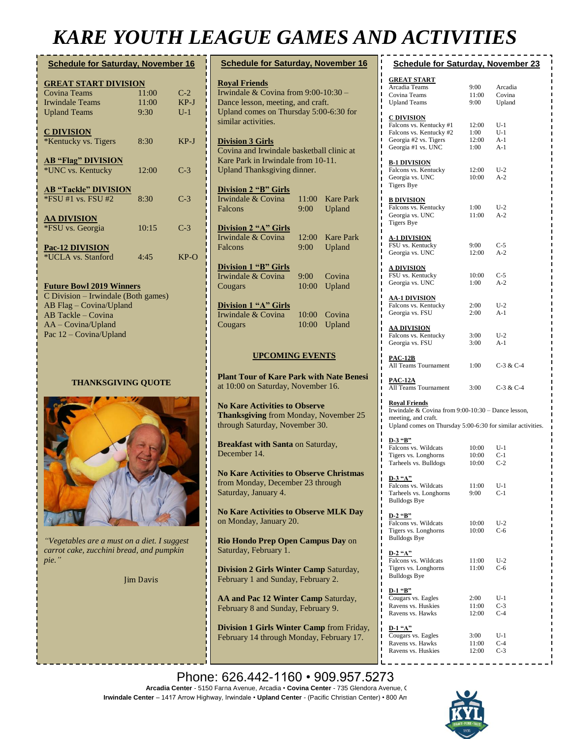# KARE YOUTH LEAGUE GAMES AND ACTIVITIES

## Schedule for Saturday, November 16

**GREAT START DIVISION**

| | | |
|---|---|---|
| Covina Teams | 11:00 | C-2 |
| Irwindale Teams | 11:00 | KP-J |
| Upland Teams | 9:30 | U-1 |

**C DIVISION**

| | | |
|---|---|---|
| *Kentucky vs. Tigers | 8:30 | KP-J |

**AB "Flag" DIVISION**

| | | |
|---|---|---|
| *UNC vs. Kentucky | 12:00 | C-3 |

**AB "Tackle" DIVISION**

| | | |
|---|---|---|
| *FSU #1 vs. FSU #2 | 8:30 | C-3 |

**AA DIVISION**

| | | |
|---|---|---|
| *FSU vs. Georgia | 10:15 | C-3 |

**Pac-12 DIVISION**

| | | |
|---|---|---|
| *UCLA vs. Stanford | 4:45 | KP-O |

**Future Bowl 2019 Winners**

C Division – Irwindale (Both games)
AB Flag – Covina/Upland
AB Tackle – Covina
AA – Covina/Upland
Pac 12 – Covina/Upland

### THANKSGIVING QUOTE

*"Vegetables are a must on a diet. I suggest carrot cake, zucchini bread, and pumpkin pie."*

Jim Davis

## Schedule for Saturday, November 16

**Royal Friends**

Irwindale & Covina from 9:00-10:30 – Dance lesson, meeting, and craft. Upland comes on Thursday 5:00-6:30 for similar activities.

**Division 3 Girls**

Covina and Irwindale basketball clinic at Kare Park in Irwindale from 10-11. Upland Thanksgiving dinner.

**Division 2 "B" Girls**

| | | |
|---|---|---|
| Irwindale & Covina | 11:00 | Kare Park |
| Falcons | 9:00 | Upland |

**Division 2 "A" Girls**

| | | |
|---|---|---|
| Irwindale & Covina | 12:00 | Kare Park |
| Falcons | 9:00 | Upland |

**Division 1 "B" Girls**

| | | |
|---|---|---|
| Irwindale & Covina | 9:00 | Covina |
| Cougars | 10:00 | Upland |

**Division 1 "A" Girls**

| | | |
|---|---|---|
| Irwindale & Covina | 10:00 | Covina |
| Cougars | 10:00 | Upland |

### UPCOMING EVENTS

**Plant Tour of Kare Park with Nate Benesi** at 10:00 on Saturday, November 16.

**No Kare Activities to Observe Thanksgiving** from Monday, November 25 through Saturday, November 30.

**Breakfast with Santa** on Saturday, December 14.

**No Kare Activities to Observe Christmas** from Monday, December 23 through Saturday, January 4.

**No Kare Activities to Observe MLK Day** on Monday, January 20.

**Rio Hondo Prep Open Campus Day** on Saturday, February 1.

**Division 2 Girls Winter Camp** Saturday, February 1 and Sunday, February 2.

**AA and Pac 12 Winter Camp** Saturday, February 8 and Sunday, February 9.

**Division 1 Girls Winter Camp** from Friday, February 14 through Monday, February 17.

## Schedule for Saturday, November 23

**GREAT START**

| | | |
|---|---|---|
| Arcadia Teams | 9:00 | Arcadia |
| Covina Teams | 11:00 | Covina |
| Upland Teams | 9:00 | Upland |

**C DIVISION**

| | | |
|---|---|---|
| Falcons vs. Kentucky #1 | 12:00 | U-1 |
| Falcons vs. Kentucky #2 | 1:00 | U-1 |
| Georgia #2 vs. Tigers | 12:00 | A-1 |
| Georgia #1 vs. UNC | 1:00 | A-1 |

**B-1 DIVISION**

| | | |
|---|---|---|
| Falcons vs. Kentucky | 12:00 | U-2 |
| Georgia vs. UNC | 10:00 | A-2 |
| Tigers Bye | | |

**B DIVISION**

| | | |
|---|---|---|
| Falcons vs. Kentucky | 1:00 | U-2 |
| Georgia vs. UNC | 11:00 | A-2 |
| Tigers Bye | | |

**A-1 DIVISION**

| | | |
|---|---|---|
| FSU vs. Kentucky | 9:00 | C-5 |
| Georgia vs. UNC | 12:00 | A-2 |

**A DIVISION**

| | | |
|---|---|---|
| FSU vs. Kentucky | 10:00 | C-5 |
| Georgia vs. UNC | 1:00 | A-2 |

**AA-1 DIVISION**

| | | |
|---|---|---|
| Falcons vs. Kentucky | 2:00 | U-2 |
| Georgia vs. FSU | 2:00 | A-1 |

**AA DIVISION**

| | | |
|---|---|---|
| Falcons vs. Kentucky | 3:00 | U-2 |
| Georgia vs. FSU | 3:00 | A-1 |

**PAC-12B**

| | | |
|---|---|---|
| All Teams Tournament | 1:00 | C-3 & C-4 |

**PAC-12A**

| | | |
|---|---|---|
| All Teams Tournament | 3:00 | C-3 & C-4 |

**Royal Friends**

Irwindale & Covina from 9:00-10:30 – Dance lesson, meeting, and craft.
Upland comes on Thursday 5:00-6:30 for similar activities.

**D-3 "B"**

| | | |
|---|---|---|
| Falcons vs. Wildcats | 10:00 | U-1 |
| Tigers vs. Longhorns | 10:00 | C-1 |
| Tarheels vs. Bulldogs | 10:00 | C-2 |

**D-3 "A"**

| | | |
|---|---|---|
| Falcons vs. Wildcats | 11:00 | U-1 |
| Tarheels vs. Longhorns | 9:00 | C-1 |
| Bulldogs Bye | | |

**D-2 "B"**

| | | |
|---|---|---|
| Falcons vs. Wildcats | 10:00 | U-2 |
| Tigers vs. Longhorns | 10:00 | C-6 |
| Bulldogs Bye | | |

**D-2 "A"**

| | | |
|---|---|---|
| Falcons vs. Wildcats | 11:00 | U-2 |
| Tigers vs. Longhorns | 11:00 | C-6 |
| Bulldogs Bye | | |

**D-1 "B"**

| | | |
|---|---|---|
| Cougars vs. Eagles | 2:00 | U-1 |
| Ravens vs. Huskies | 11:00 | C-3 |
| Ravens vs. Hawks | 12:00 | C-4 |

**D-1 "A"**

| | | |
|---|---|---|
| Cougars vs. Eagles | 3:00 | U-1 |
| Ravens vs. Hawks | 11:00 | C-4 |
| Ravens vs. Huskies | 12:00 | C-3 |

Phone: 626.442-1160 • 909.957.5273

**Arcadia Center** - 5150 Farna Avenue, Arcadia • **Covina Center** - 735 Glendora Avenue, (
**Irwindale Center** – 1417 Arrow Highway, Irwindale • **Upland Center** - (Pacific Christian Center) • 800 An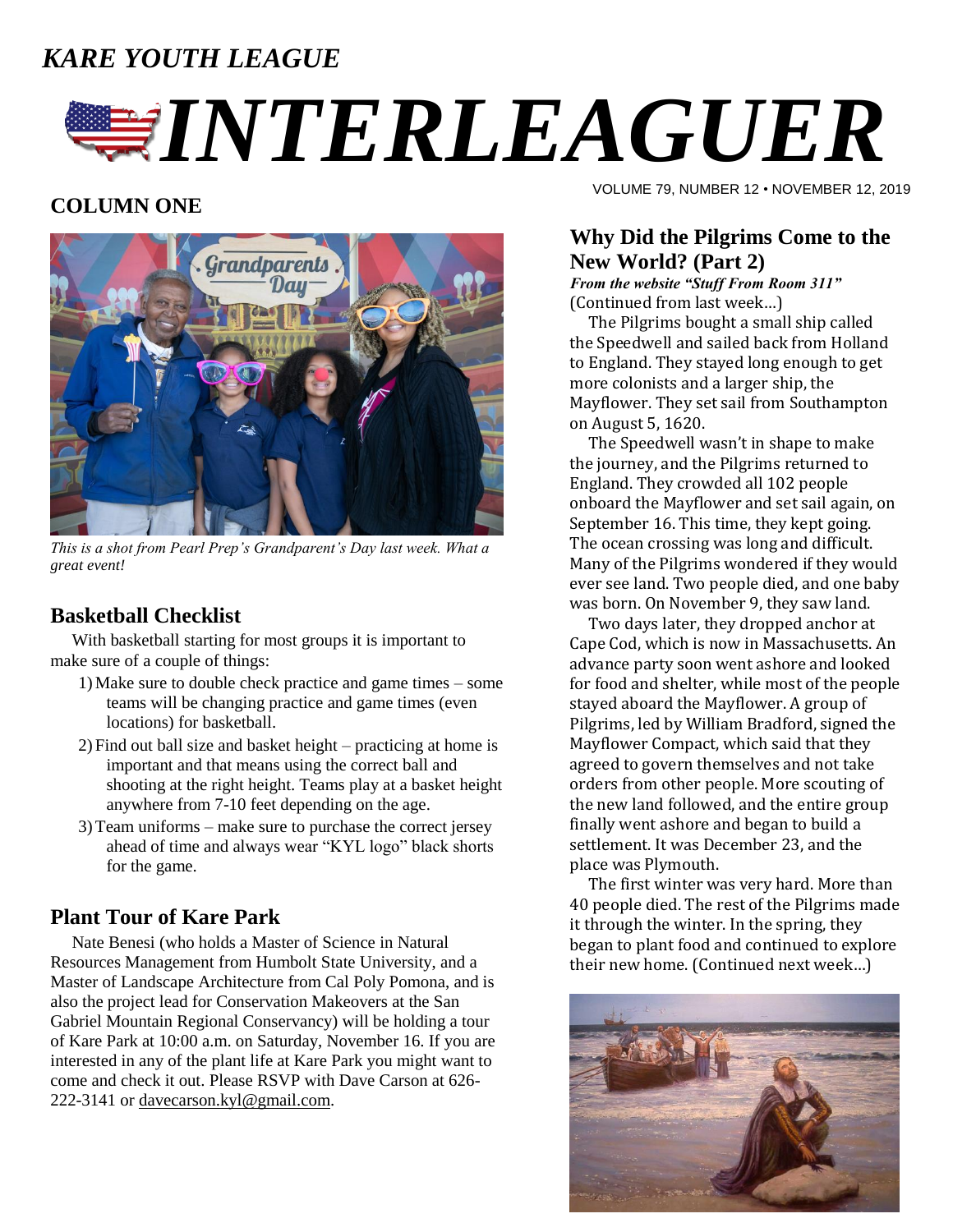*KARE YOUTH LEAGUE*

# *INTERLEAGUER*

VOLUME 79, NUMBER 12 • NOVEMBER 12, 2019

## COLUMN ONE

*This is a shot from Pearl Prep's Grandparent's Day last week. What a great event!*

### Basketball Checklist

With basketball starting for most groups it is important to make sure of a couple of things:

1) Make sure to double check practice and game times – some teams will be changing practice and game times (even locations) for basketball.
2) Find out ball size and basket height – practicing at home is important and that means using the correct ball and shooting at the right height. Teams play at a basket height anywhere from 7-10 feet depending on the age.
3) Team uniforms – make sure to purchase the correct jersey ahead of time and always wear "KYL logo" black shorts for the game.

### Plant Tour of Kare Park

Nate Benesi (who holds a Master of Science in Natural Resources Management from Humbolt State University, and a Master of Landscape Architecture from Cal Poly Pomona, and is also the project lead for Conservation Makeovers at the San Gabriel Mountain Regional Conservancy) will be holding a tour of Kare Park at 10:00 a.m. on Saturday, November 16. If you are interested in any of the plant life at Kare Park you might want to come and check it out. Please RSVP with Dave Carson at 626-222-3141 or davecarson.kyl@gmail.com.

### Why Did the Pilgrims Come to the New World? (Part 2)

***From the website "Stuff From Room 311"***

(Continued from last week…)

The Pilgrims bought a small ship called the Speedwell and sailed back from Holland to England. They stayed long enough to get more colonists and a larger ship, the Mayflower. They set sail from Southampton on August 5, 1620.

The Speedwell wasn't in shape to make the journey, and the Pilgrims returned to England. They crowded all 102 people onboard the Mayflower and set sail again, on September 16. This time, they kept going. The ocean crossing was long and difficult. Many of the Pilgrims wondered if they would ever see land. Two people died, and one baby was born. On November 9, they saw land.

Two days later, they dropped anchor at Cape Cod, which is now in Massachusetts. An advance party soon went ashore and looked for food and shelter, while most of the people stayed aboard the Mayflower. A group of Pilgrims, led by William Bradford, signed the Mayflower Compact, which said that they agreed to govern themselves and not take orders from other people. More scouting of the new land followed, and the entire group finally went ashore and began to build a settlement. It was December 23, and the place was Plymouth.

The first winter was very hard. More than 40 people died. The rest of the Pilgrims made it through the winter. In the spring, they began to plant food and continued to explore their new home. (Continued next week…)